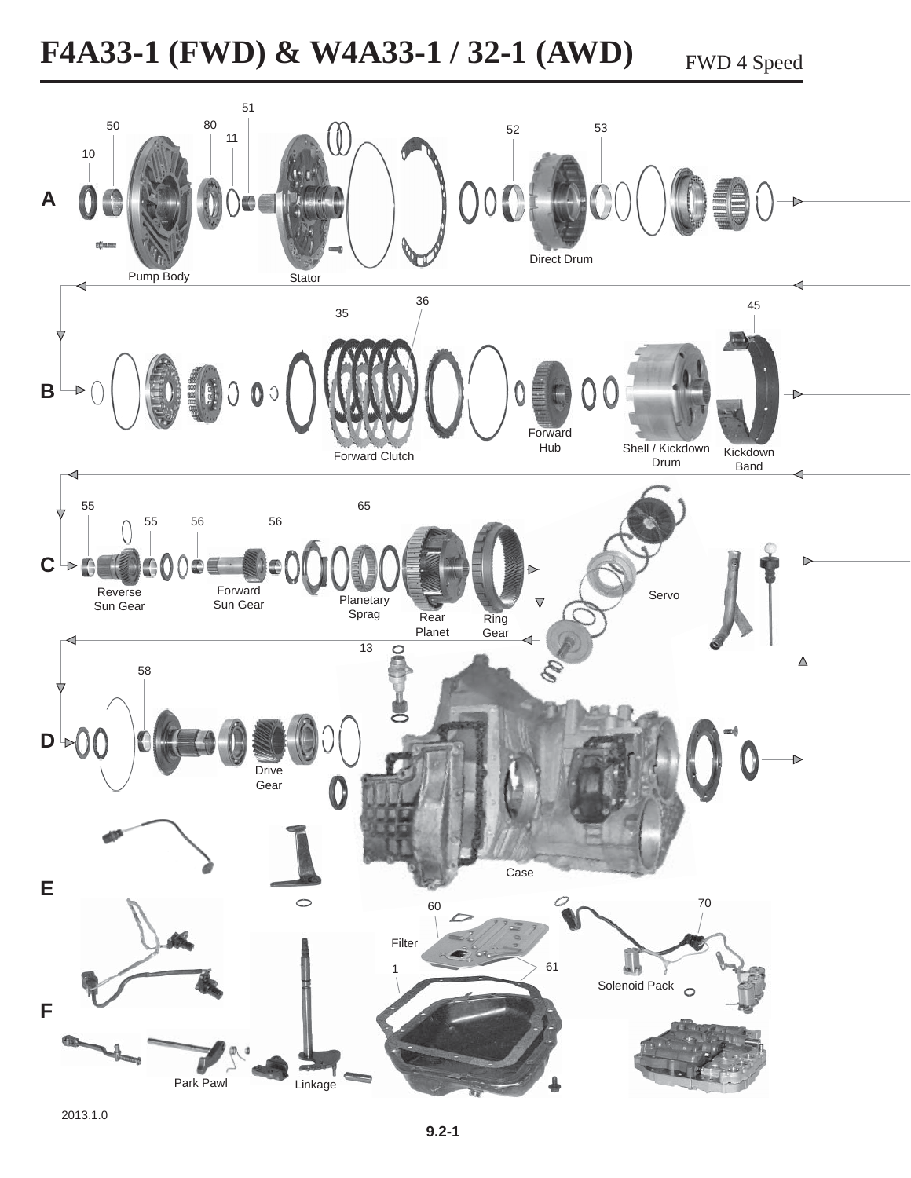# F4A33-1 (FWD) & W4A33-1 / 32-1 (AWD)

FWD 4 Speed

A

10, 50, 80, 11, 51, 52, 53

Pump Body

Stator

Direct Drum

B

35, 36, 45

Forward Clutch

Forward Hub

Shell / Kickdown Drum

Kickdown Band

C

55, 55, 56, 56, 65

Reverse Sun Gear

Forward Sun Gear

Planetary Sprag

Rear Planet

Ring Gear

Servo

D

13, 58

Drive Gear

Case

E

F

60

Filter

1

61

70

Solenoid Pack

Park Pawl

Linkage

2013.1.0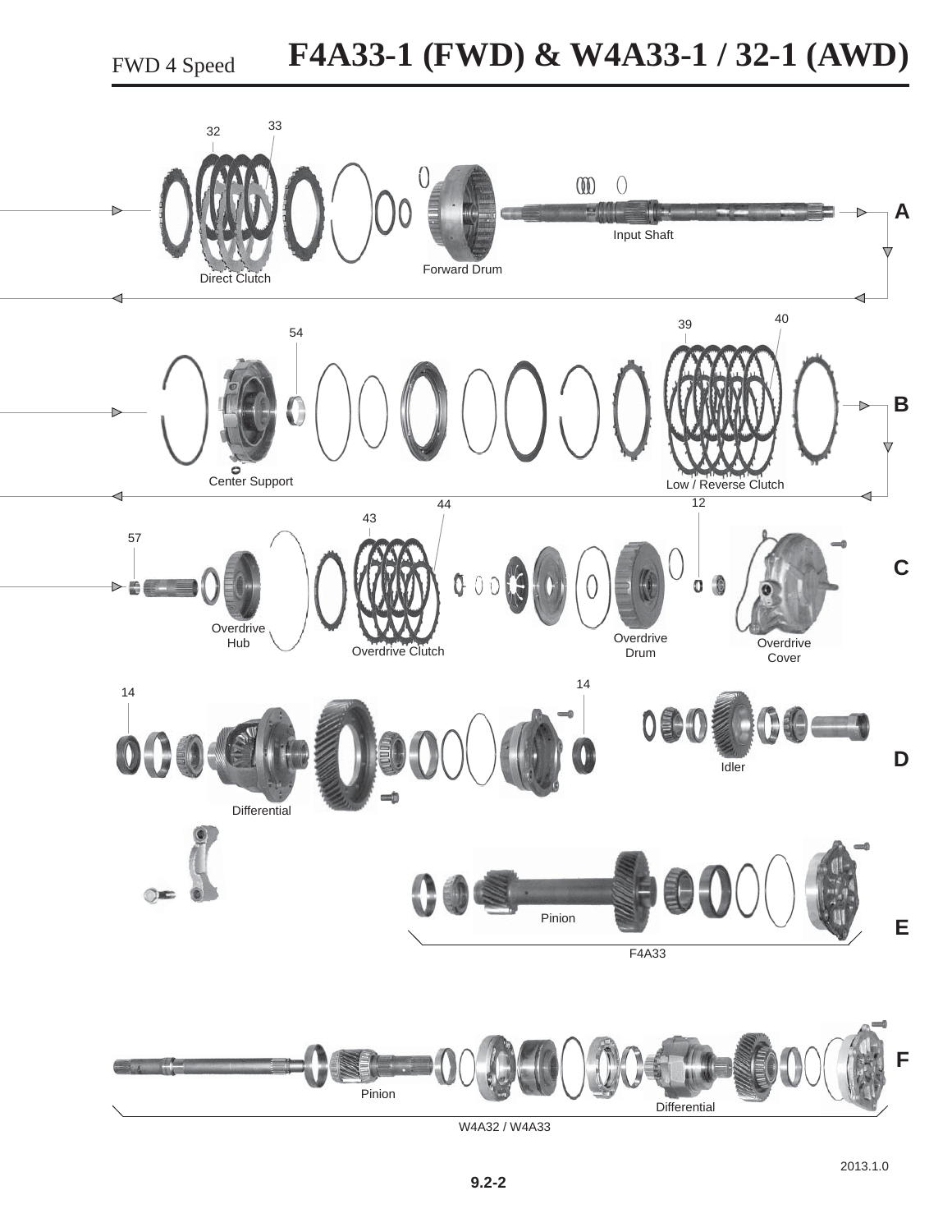# FWD 4 Speed F4A33-1 (FWD) & W4A33-1 / 32-1 (AWD)

32
33
Direct Clutch
Forward Drum
Input Shaft
A

54
39
40
Center Support
Low / Reverse Clutch
B

57
43
44
12
Overdrive Hub
Overdrive Clutch
Overdrive Drum
Overdrive Cover
C

14
14
Differential
Idler
D

Pinion
F4A33
E

Pinion
Differential
W4A32 / W4A33
F

2013.1.0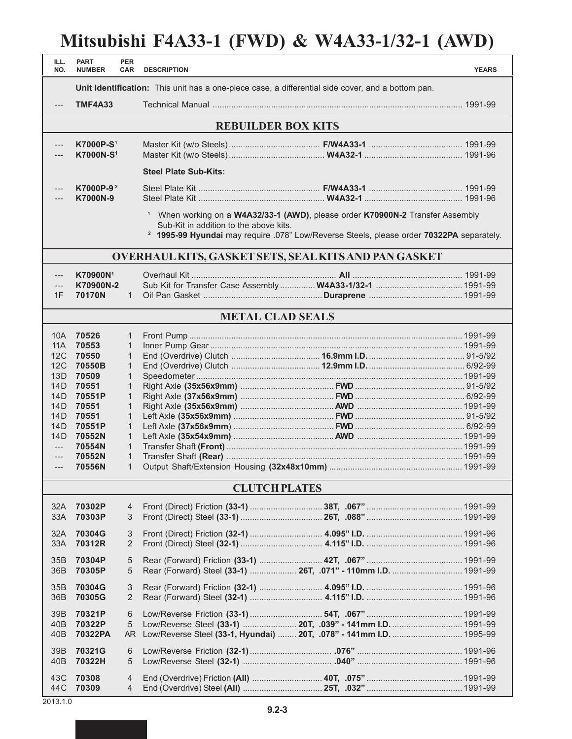# Mitsubishi F4A33-1 (FWD) & W4A33-1/32-1 (AWD)

| ILL. NO. | PART NUMBER | PER CAR | DESCRIPTION | YEARS |
|---|---|---|---|---|
| | | | **Unit Identification:** This unit has a one-piece case, a differential side cover, and a bottom pan. | |
| --- | **TMF4A33** | | Technical Manual | 1991-99 |
| | | | **REBUILDER BOX KITS** | |
| --- | **K7000P-S**[1] | | Master Kit (w/o Steels) **F/W4A33-1** | 1991-99 |
| --- | **K7000N-S**[1] | | Master Kit (w/o Steels) **W4A32-1** | 1991-96 |
| | | | **Steel Plate Sub-Kits:** | |
| --- | **K7000P-9**[2] | | Steel Plate Kit **F/W4A33-1** | 1991-99 |
| --- | **K7000N-9** | | Steel Plate Kit **W4A32-1** | 1991-96 |
| | | | [1] When working on a **W4A32/33-1 (AWD)**, please order **K70900N-2** Transfer Assembly Sub-Kit in addition to the above kits. | |
| | | | [2] **1995-99 Hyundai** may require .078" Low/Reverse Steels, please order **70322PA** separately. | |
| | | | **OVERHAUL KITS, GASKET SETS, SEAL KITS AND PAN GASKET** | |
| --- | **K70900N**[1] | | Overhaul Kit **All** | 1991-99 |
| --- | **K70900N-2** | | Sub Kit for Transfer Case Assembly **W4A33-1/32-1** | 1991-99 |
| 1F | **70170N** | 1 | Oil Pan Gasket **Duraprene** | 1991-99 |
| | | | **METAL CLAD SEALS** | |
| 10A | **70526** | 1 | Front Pump | 1991-99 |
| 11A | **70553** | 1 | Inner Pump Gear | 1991-99 |
| 12C | **70550** | 1 | End (Overdrive) Clutch **16.9mm I.D.** | 91-5/92 |
| 12C | **70550B** | 1 | End (Overdrive) Clutch **12.9mm I.D.** | 6/92-99 |
| 13D | **70509** | 1 | Speedometer | 1991-99 |
| 14D | **70551** | 1 | Right Axle **(35x56x9mm)** **FWD** | 91-5/92 |
| 14D | **70551P** | 1 | Right Axle **(37x56x9mm)** **FWD** | 6/92-99 |
| 14D | **70551** | 1 | Right Axle **(35x56x9mm)** **AWD** | 1991-99 |
| 14D | **70551** | 1 | Left Axle **(35x56x9mm)** **FWD** | 91-5/92 |
| 14D | **70551P** | 1 | Left Axle **(37x56x9mm)** **FWD** | 6/92-99 |
| 14D | **70552N** | 1 | Left Axle **(35x54x9mm)** **AWD** | 1991-99 |
| --- | **70554N** | 1 | Transfer Shaft **(Front)** | 1991-99 |
| --- | **70552N** | 1 | Transfer Shaft **(Rear)** | 1991-99 |
| --- | **70556N** | 1 | Output Shaft/Extension Housing **(32x48x10mm)** | 1991-99 |
| | | | **CLUTCH PLATES** | |
| 32A | **70302P** | 4 | Front (Direct) Friction **(33-1)** **38T, .067"** | 1991-99 |
| 33A | **70303P** | 3 | Front (Direct) Steel **(33-1)** **26T, .088"** | 1991-99 |
| 32A | **70304G** | 3 | Front (Direct) Friction **(32-1)** **4.095" I.D.** | 1991-96 |
| 33A | **70312R** | 2 | Front (Direct) Steel **(32-1)** **4.115" I.D.** | 1991-96 |
| 35B | **70304P** | 5 | Rear (Forward) Friction **(33-1)** **42T, .067"** | 1991-99 |
| 36B | **70305P** | 5 | Rear (Forward) Steel **(33-1)** **26T, .071" - 110mm I.D.** | 1991-99 |
| 35B | **70304G** | 3 | Rear (Forward) Friction **(32-1)** **4.095" I.D.** | 1991-96 |
| 36B | **70305G** | 2 | Rear (Forward) Steel **(32-1)** **4.115" I.D.** | 1991-96 |
| 39B | **70321P** | 6 | Low/Reverse Friction **(33-1)** **54T, .067"** | 1991-99 |
| 40B | **70322P** | 5 | Low/Reverse Steel **(33-1)** **20T, .039" - 141mm I.D.** | 1991-99 |
| 40B | **70322PA** | AR | Low/Reverse Steel **(33-1, Hyundai)** **20T, .078" - 141mm I.D.** | 1995-99 |
| 39B | **70321G** | 6 | Low/Reverse Friction **(32-1)** **.076"** | 1991-96 |
| 40B | **70322H** | 5 | Low/Reverse Steel **(32-1)** **.040"** | 1991-96 |
| 43C | **70308** | 4 | End (Overdrive) Friction **(All)** **40T, .075"** | 1991-99 |
| 44C | **70309** | 4 | End (Overdrive) Steel **(All)** **25T, .032"** | 1991-99 |

2013.1.0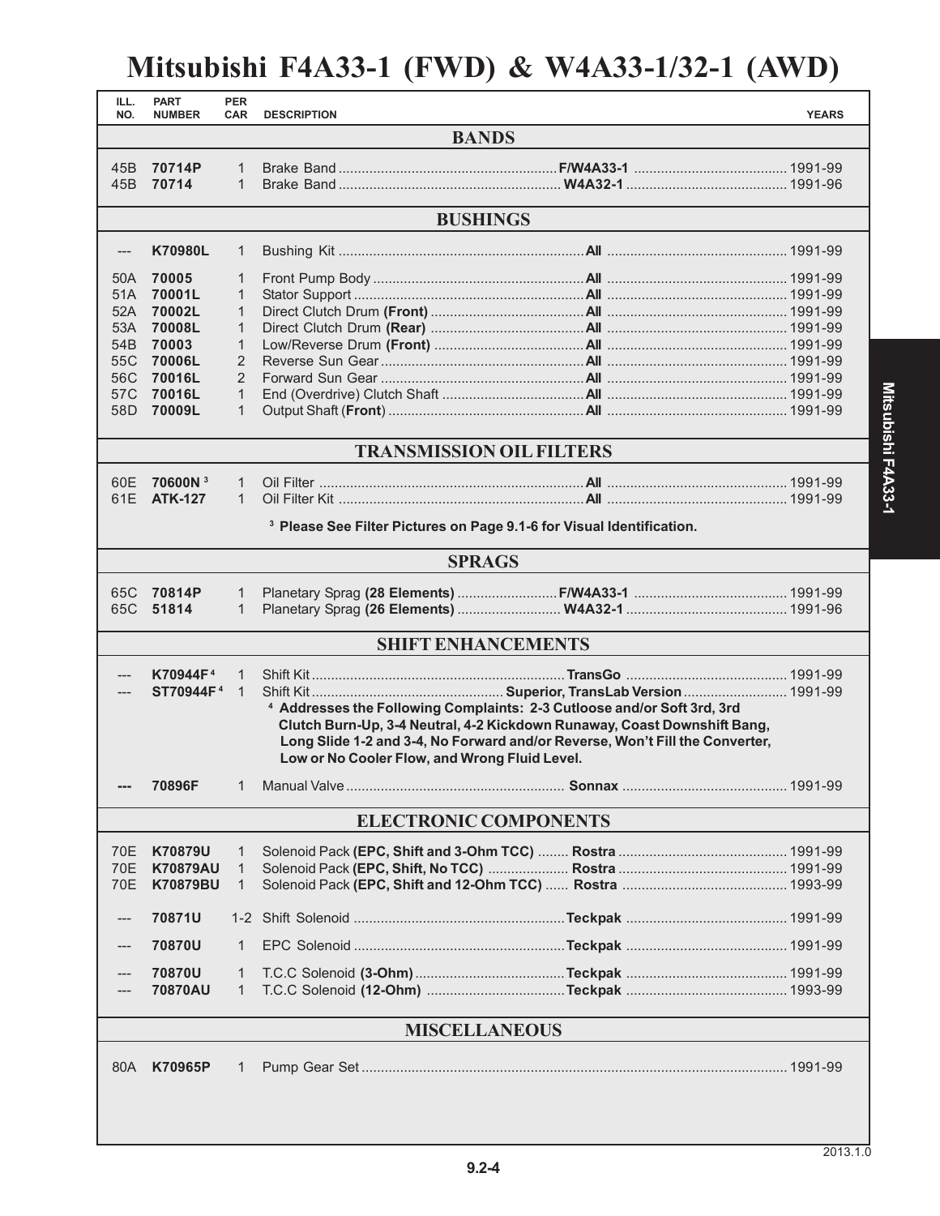# Mitsubishi F4A33-1 (FWD) & W4A33-1/32-1 (AWD)

| ILL. NO. | PART NUMBER | PER CAR | DESCRIPTION | | YEARS |
|---|---|---|---|---|---|
| | | | **BANDS** | | |
| 45B | **70714P** | 1 | Brake Band | **F/W4A33-1** | 1991-99 |
| 45B | **70714** | 1 | Brake Band | **W4A32-1** | 1991-96 |
| | | | **BUSHINGS** | | |
| --- | **K70980L** | 1 | Bushing Kit | **All** | 1991-99 |
| 50A | **70005** | 1 | Front Pump Body | **All** | 1991-99 |
| 51A | **70001L** | 1 | Stator Support | **All** | 1991-99 |
| 52A | **70002L** | 1 | Direct Clutch Drum **(Front)** | **All** | 1991-99 |
| 53A | **70008L** | 1 | Direct Clutch Drum **(Rear)** | **All** | 1991-99 |
| 54B | **70003** | 1 | Low/Reverse Drum **(Front)** | **All** | 1991-99 |
| 55C | **70006L** | 2 | Reverse Sun Gear | **All** | 1991-99 |
| 56C | **70016L** | 2 | Forward Sun Gear | **All** | 1991-99 |
| 57C | **70016L** | 1 | End (Overdrive) Clutch Shaft | **All** | 1991-99 |
| 58D | **70009L** | 1 | Output Shaft (**Front**) | **All** | 1991-99 |
| | | | **TRANSMISSION OIL FILTERS** | | |
| 60E | **70600N** [3] | 1 | Oil Filter | **All** | 1991-99 |
| 61E | **ATK-127** | 1 | Oil Filter Kit | **All** | 1991-99 |
| | | | [3] **Please See Filter Pictures on Page 9.1-6 for Visual Identification.** | | |
| | | | **SPRAGS** | | |
| 65C | **70814P** | 1 | Planetary Sprag **(28 Elements)** | **F/W4A33-1** | 1991-99 |
| 65C | **51814** | 1 | Planetary Sprag **(26 Elements)** | **W4A32-1** | 1991-96 |
| | | | **SHIFT ENHANCEMENTS** | | |
| --- | **K70944F** [4] | 1 | Shift Kit | **TransGo** | 1991-99 |
| --- | **ST70944F** [4] | 1 | Shift Kit | **Superior, TransLab Version** | 1991-99 |
| | | | [4] **Addresses the Following Complaints: 2-3 Cutloose and/or Soft 3rd, 3rd Clutch Burn-Up, 3-4 Neutral, 4-2 Kickdown Runaway, Coast Downshift Bang, Long Slide 1-2 and 3-4, No Forward and/or Reverse, Won't Fill the Converter, Low or No Cooler Flow, and Wrong Fluid Level.** | | |
| --- | **70896F** | 1 | Manual Valve | **Sonnax** | 1991-99 |
| | | | **ELECTRONIC COMPONENTS** | | |
| 70E | **K70879U** | 1 | Solenoid Pack **(EPC, Shift and 3-Ohm TCC)** | **Rostra** | 1991-99 |
| 70E | **K70879AU** | 1 | Solenoid Pack **(EPC, Shift, No TCC)** | **Rostra** | 1991-99 |
| 70E | **K70879BU** | 1 | Solenoid Pack **(EPC, Shift and 12-Ohm TCC)** | **Rostra** | 1993-99 |
| --- | **70871U** | 1-2 | Shift Solenoid | **Teckpak** | 1991-99 |
| --- | **70870U** | 1 | EPC Solenoid | **Teckpak** | 1991-99 |
| --- | **70870U** | 1 | T.C.C Solenoid **(3-Ohm)** | **Teckpak** | 1991-99 |
| --- | **70870AU** | 1 | T.C.C Solenoid **(12-Ohm)** | **Teckpak** | 1993-99 |
| | | | **MISCELLANEOUS** | | |
| 80A | **K70965P** | 1 | Pump Gear Set | | 1991-99 |

2013.1.0